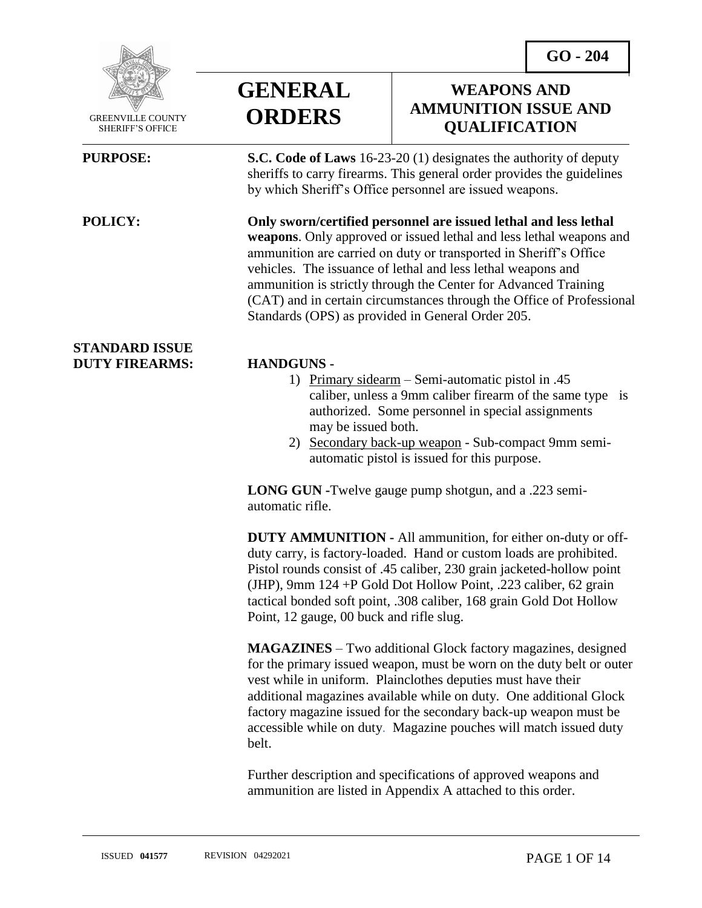**GO - 204**

GREENVILLE COUNTY SHERIFF'S OFFICE

# GENERAL ORDERS

## WEAPONS AND AMMUNITION ISSUE AND QUALIFICATION

**PURPOSE:**

**S.C. Code of Laws** 16-23-20 (1) designates the authority of deputy sheriffs to carry firearms. This general order provides the guidelines by which Sheriff's Office personnel are issued weapons.

**POLICY:**

**Only sworn/certified personnel are issued lethal and less lethal weapons**. Only approved or issued lethal and less lethal weapons and ammunition are carried on duty or transported in Sheriff's Office vehicles. The issuance of lethal and less lethal weapons and ammunition is strictly through the Center for Advanced Training (CAT) and in certain circumstances through the Office of Professional Standards (OPS) as provided in General Order 205.

**STANDARD ISSUE DUTY FIREARMS:**

**HANDGUNS -**

1) Primary sidearm – Semi-automatic pistol in .45 caliber, unless a 9mm caliber firearm of the same type is authorized. Some personnel in special assignments may be issued both.
2) Secondary back-up weapon - Sub-compact 9mm semi-automatic pistol is issued for this purpose.

**LONG GUN -**Twelve gauge pump shotgun, and a .223 semi-automatic rifle.

**DUTY AMMUNITION -** All ammunition, for either on-duty or off-duty carry, is factory-loaded. Hand or custom loads are prohibited. Pistol rounds consist of .45 caliber, 230 grain jacketed-hollow point (JHP), 9mm 124 +P Gold Dot Hollow Point, .223 caliber, 62 grain tactical bonded soft point, .308 caliber, 168 grain Gold Dot Hollow Point, 12 gauge, 00 buck and rifle slug.

**MAGAZINES** – Two additional Glock factory magazines, designed for the primary issued weapon, must be worn on the duty belt or outer vest while in uniform. Plainclothes deputies must have their additional magazines available while on duty. One additional Glock factory magazine issued for the secondary back-up weapon must be accessible while on duty. Magazine pouches will match issued duty belt.

Further description and specifications of approved weapons and ammunition are listed in Appendix A attached to this order.

ISSUED **041577** REVISION 04292021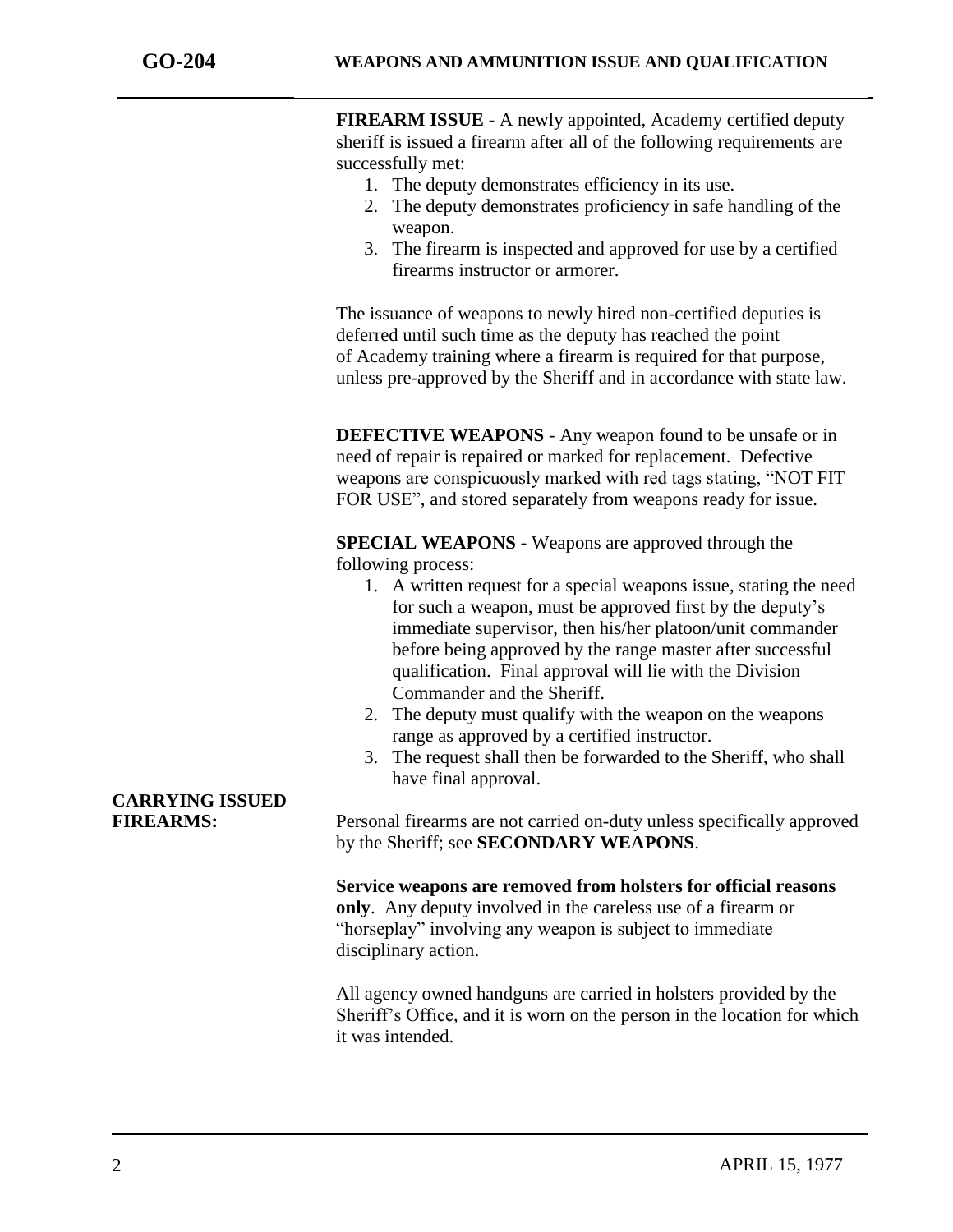**FIREARM ISSUE** - A newly appointed, Academy certified deputy sheriff is issued a firearm after all of the following requirements are successfully met:

1. The deputy demonstrates efficiency in its use.
2. The deputy demonstrates proficiency in safe handling of the weapon.
3. The firearm is inspected and approved for use by a certified firearms instructor or armorer.

The issuance of weapons to newly hired non-certified deputies is deferred until such time as the deputy has reached the point of Academy training where a firearm is required for that purpose, unless pre-approved by the Sheriff and in accordance with state law.

**DEFECTIVE WEAPONS** - Any weapon found to be unsafe or in need of repair is repaired or marked for replacement. Defective weapons are conspicuously marked with red tags stating, "NOT FIT FOR USE", and stored separately from weapons ready for issue.

**SPECIAL WEAPONS -** Weapons are approved through the following process:

1. A written request for a special weapons issue, stating the need for such a weapon, must be approved first by the deputy's immediate supervisor, then his/her platoon/unit commander before being approved by the range master after successful qualification. Final approval will lie with the Division Commander and the Sheriff.
2. The deputy must qualify with the weapon on the weapons range as approved by a certified instructor.
3. The request shall then be forwarded to the Sheriff, who shall have final approval.

## CARRYING ISSUED FIREARMS:

Personal firearms are not carried on-duty unless specifically approved by the Sheriff; see **SECONDARY WEAPONS**.

**Service weapons are removed from holsters for official reasons only**. Any deputy involved in the careless use of a firearm or "horseplay" involving any weapon is subject to immediate disciplinary action.

All agency owned handguns are carried in holsters provided by the Sheriff's Office, and it is worn on the person in the location for which it was intended.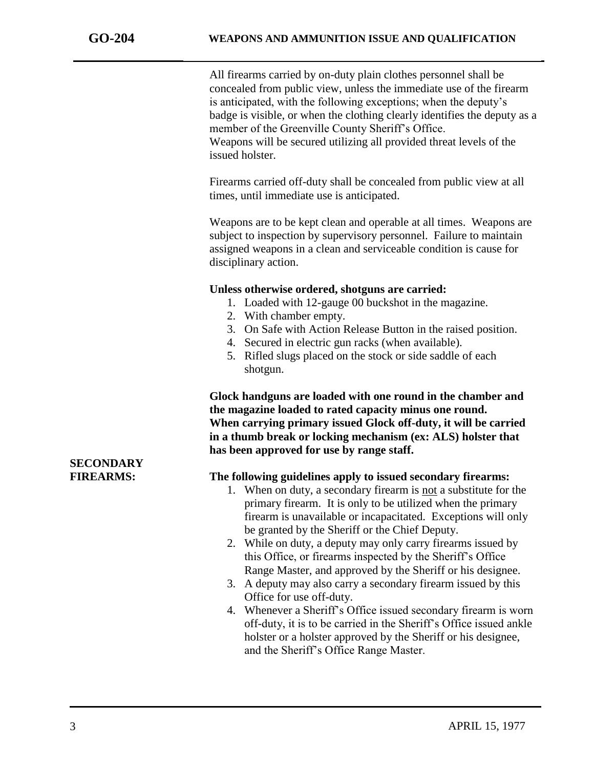All firearms carried by on-duty plain clothes personnel shall be concealed from public view, unless the immediate use of the firearm is anticipated, with the following exceptions; when the deputy's badge is visible, or when the clothing clearly identifies the deputy as a member of the Greenville County Sheriff's Office.
Weapons will be secured utilizing all provided threat levels of the issued holster.

Firearms carried off-duty shall be concealed from public view at all times, until immediate use is anticipated.

Weapons are to be kept clean and operable at all times. Weapons are subject to inspection by supervisory personnel. Failure to maintain assigned weapons in a clean and serviceable condition is cause for disciplinary action.

**Unless otherwise ordered, shotguns are carried:**

1. Loaded with 12-gauge 00 buckshot in the magazine.
2. With chamber empty.
3. On Safe with Action Release Button in the raised position.
4. Secured in electric gun racks (when available).
5. Rifled slugs placed on the stock or side saddle of each shotgun.

**Glock handguns are loaded with one round in the chamber and the magazine loaded to rated capacity minus one round. When carrying primary issued Glock off-duty, it will be carried in a thumb break or locking mechanism (ex: ALS) holster that has been approved for use by range staff.**

## SECONDARY FIREARMS:

**The following guidelines apply to issued secondary firearms:**

1. When on duty, a secondary firearm is not a substitute for the primary firearm. It is only to be utilized when the primary firearm is unavailable or incapacitated. Exceptions will only be granted by the Sheriff or the Chief Deputy.
2. While on duty, a deputy may only carry firearms issued by this Office, or firearms inspected by the Sheriff's Office Range Master, and approved by the Sheriff or his designee.
3. A deputy may also carry a secondary firearm issued by this Office for use off-duty.
4. Whenever a Sheriff's Office issued secondary firearm is worn off-duty, it is to be carried in the Sheriff's Office issued ankle holster or a holster approved by the Sheriff or his designee, and the Sheriff's Office Range Master.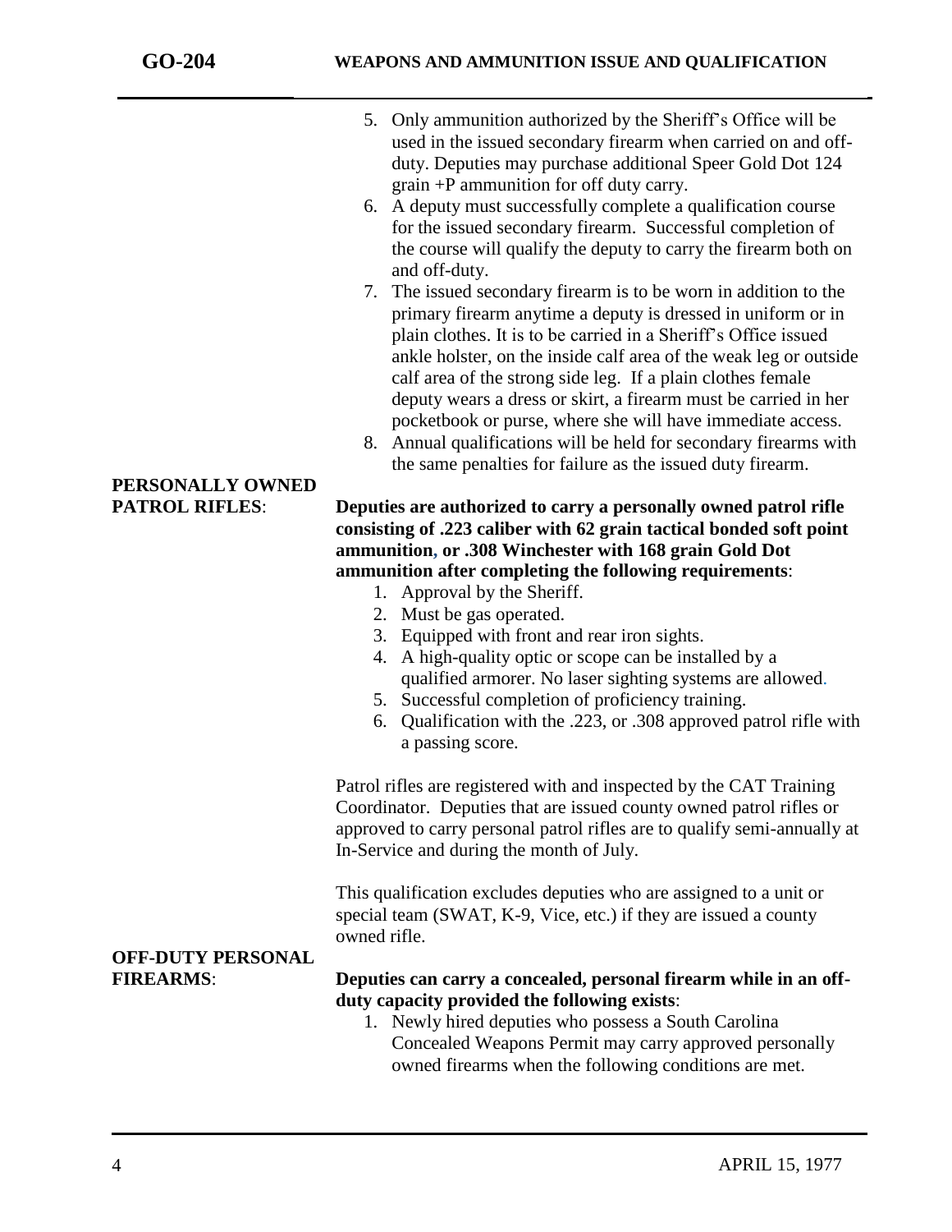5. Only ammunition authorized by the Sheriff's Office will be used in the issued secondary firearm when carried on and off-duty. Deputies may purchase additional Speer Gold Dot 124 grain +P ammunition for off duty carry.
6. A deputy must successfully complete a qualification course for the issued secondary firearm. Successful completion of the course will qualify the deputy to carry the firearm both on and off-duty.
7. The issued secondary firearm is to be worn in addition to the primary firearm anytime a deputy is dressed in uniform or in plain clothes. It is to be carried in a Sheriff's Office issued ankle holster, on the inside calf area of the weak leg or outside calf area of the strong side leg. If a plain clothes female deputy wears a dress or skirt, a firearm must be carried in her pocketbook or purse, where she will have immediate access.
8. Annual qualifications will be held for secondary firearms with the same penalties for failure as the issued duty firearm.

**PERSONALLY OWNED PATROL RIFLES**:

**Deputies are authorized to carry a personally owned patrol rifle consisting of .223 caliber with 62 grain tactical bonded soft point ammunition, or .308 Winchester with 168 grain Gold Dot ammunition after completing the following requirements**:

1. Approval by the Sheriff.
2. Must be gas operated.
3. Equipped with front and rear iron sights.
4. A high-quality optic or scope can be installed by a qualified armorer. No laser sighting systems are allowed.
5. Successful completion of proficiency training.
6. Qualification with the .223, or .308 approved patrol rifle with a passing score.

Patrol rifles are registered with and inspected by the CAT Training Coordinator. Deputies that are issued county owned patrol rifles or approved to carry personal patrol rifles are to qualify semi-annually at In-Service and during the month of July.

This qualification excludes deputies who are assigned to a unit or special team (SWAT, K-9, Vice, etc.) if they are issued a county owned rifle.

**OFF-DUTY PERSONAL FIREARMS**:

**Deputies can carry a concealed, personal firearm while in an off-duty capacity provided the following exists**:

1. Newly hired deputies who possess a South Carolina Concealed Weapons Permit may carry approved personally owned firearms when the following conditions are met.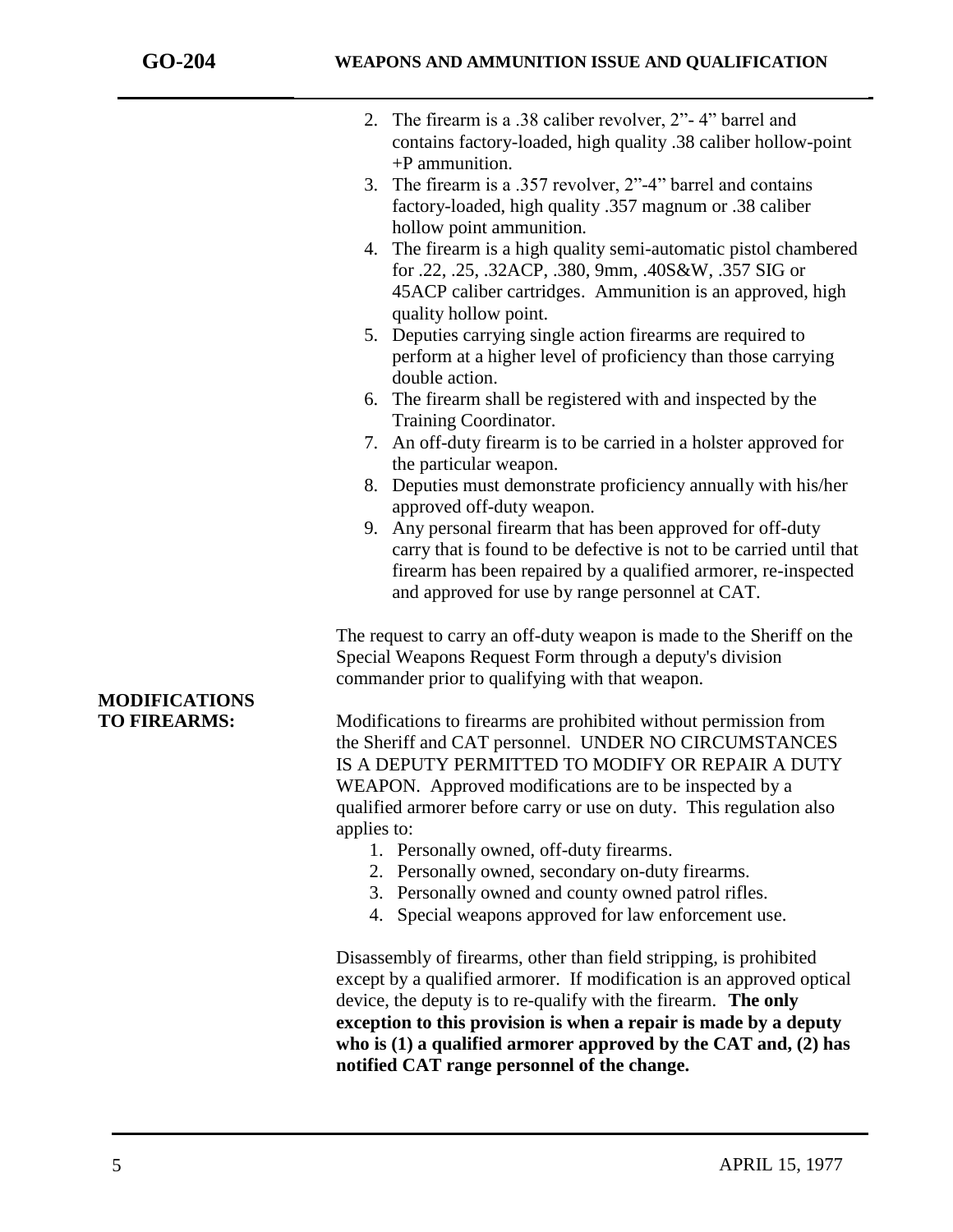2. The firearm is a .38 caliber revolver, 2"- 4" barrel and contains factory-loaded, high quality .38 caliber hollow-point +P ammunition.
3. The firearm is a .357 revolver, 2"-4" barrel and contains factory-loaded, high quality .357 magnum or .38 caliber hollow point ammunition.
4. The firearm is a high quality semi-automatic pistol chambered for .22, .25, .32ACP, .380, 9mm, .40S&W, .357 SIG or 45ACP caliber cartridges. Ammunition is an approved, high quality hollow point.
5. Deputies carrying single action firearms are required to perform at a higher level of proficiency than those carrying double action.
6. The firearm shall be registered with and inspected by the Training Coordinator.
7. An off-duty firearm is to be carried in a holster approved for the particular weapon.
8. Deputies must demonstrate proficiency annually with his/her approved off-duty weapon.
9. Any personal firearm that has been approved for off-duty carry that is found to be defective is not to be carried until that firearm has been repaired by a qualified armorer, re-inspected and approved for use by range personnel at CAT.

The request to carry an off-duty weapon is made to the Sheriff on the Special Weapons Request Form through a deputy's division commander prior to qualifying with that weapon.

**MODIFICATIONS TO FIREARMS:**

Modifications to firearms are prohibited without permission from the Sheriff and CAT personnel. UNDER NO CIRCUMSTANCES IS A DEPUTY PERMITTED TO MODIFY OR REPAIR A DUTY WEAPON. Approved modifications are to be inspected by a qualified armorer before carry or use on duty. This regulation also applies to:

1. Personally owned, off-duty firearms.
2. Personally owned, secondary on-duty firearms.
3. Personally owned and county owned patrol rifles.
4. Special weapons approved for law enforcement use.

Disassembly of firearms, other than field stripping, is prohibited except by a qualified armorer. If modification is an approved optical device, the deputy is to re-qualify with the firearm. **The only exception to this provision is when a repair is made by a deputy who is (1) a qualified armorer approved by the CAT and, (2) has notified CAT range personnel of the change.**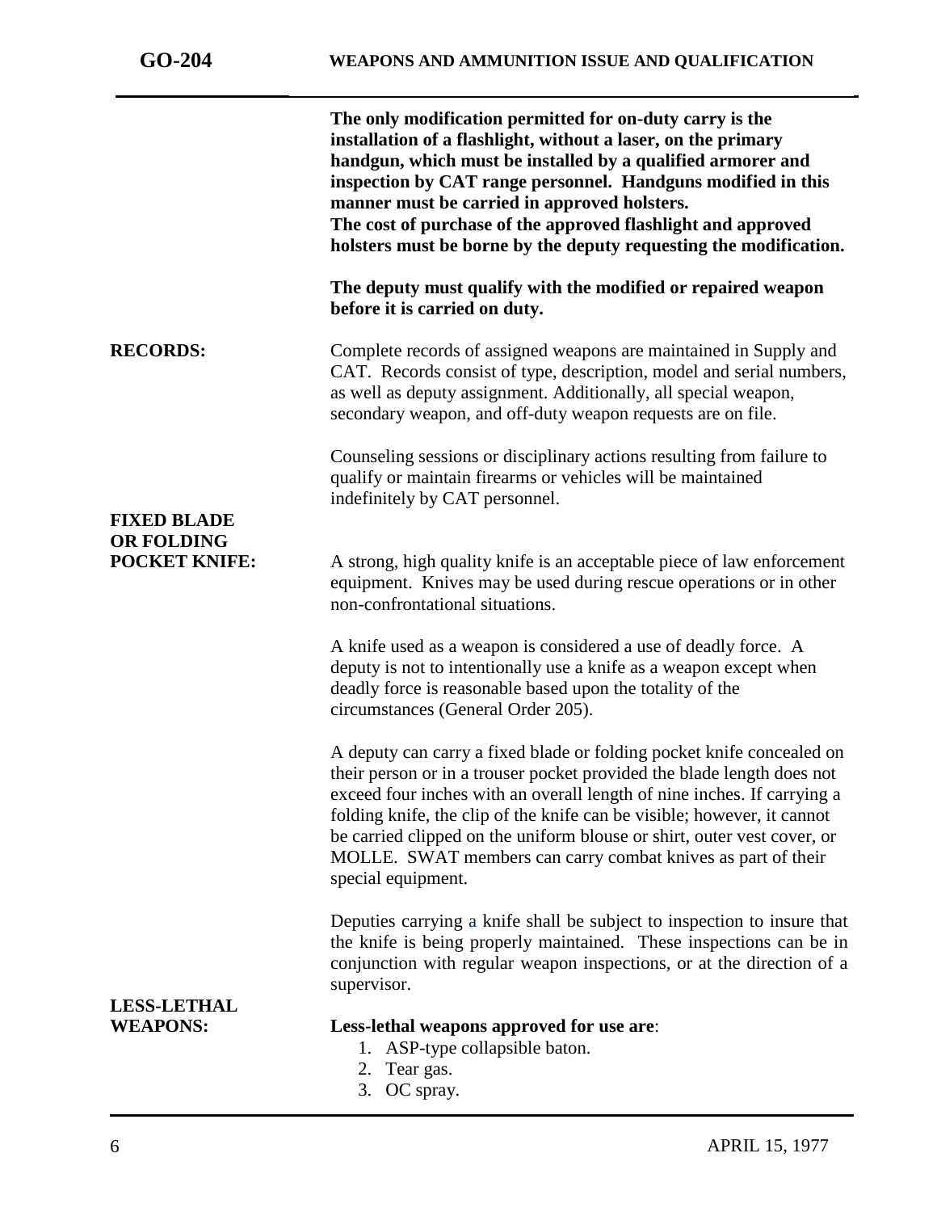**The only modification permitted for on-duty carry is the installation of a flashlight, without a laser, on the primary handgun, which must be installed by a qualified armorer and inspection by CAT range personnel. Handguns modified in this manner must be carried in approved holsters.**
**The cost of purchase of the approved flashlight and approved holsters must be borne by the deputy requesting the modification.**

**The deputy must qualify with the modified or repaired weapon before it is carried on duty.**

**RECORDS:**

Complete records of assigned weapons are maintained in Supply and CAT. Records consist of type, description, model and serial numbers, as well as deputy assignment. Additionally, all special weapon, secondary weapon, and off-duty weapon requests are on file.

Counseling sessions or disciplinary actions resulting from failure to qualify or maintain firearms or vehicles will be maintained indefinitely by CAT personnel.

**FIXED BLADE OR FOLDING POCKET KNIFE:**

A strong, high quality knife is an acceptable piece of law enforcement equipment. Knives may be used during rescue operations or in other non-confrontational situations.

A knife used as a weapon is considered a use of deadly force. A deputy is not to intentionally use a knife as a weapon except when deadly force is reasonable based upon the totality of the circumstances (General Order 205).

A deputy can carry a fixed blade or folding pocket knife concealed on their person or in a trouser pocket provided the blade length does not exceed four inches with an overall length of nine inches. If carrying a folding knife, the clip of the knife can be visible; however, it cannot be carried clipped on the uniform blouse or shirt, outer vest cover, or MOLLE. SWAT members can carry combat knives as part of their special equipment.

Deputies carrying a knife shall be subject to inspection to insure that the knife is being properly maintained. These inspections can be in conjunction with regular weapon inspections, or at the direction of a supervisor.

**LESS-LETHAL WEAPONS:**

**Less-lethal weapons approved for use are**:

1. ASP-type collapsible baton.
2. Tear gas.
3. OC spray.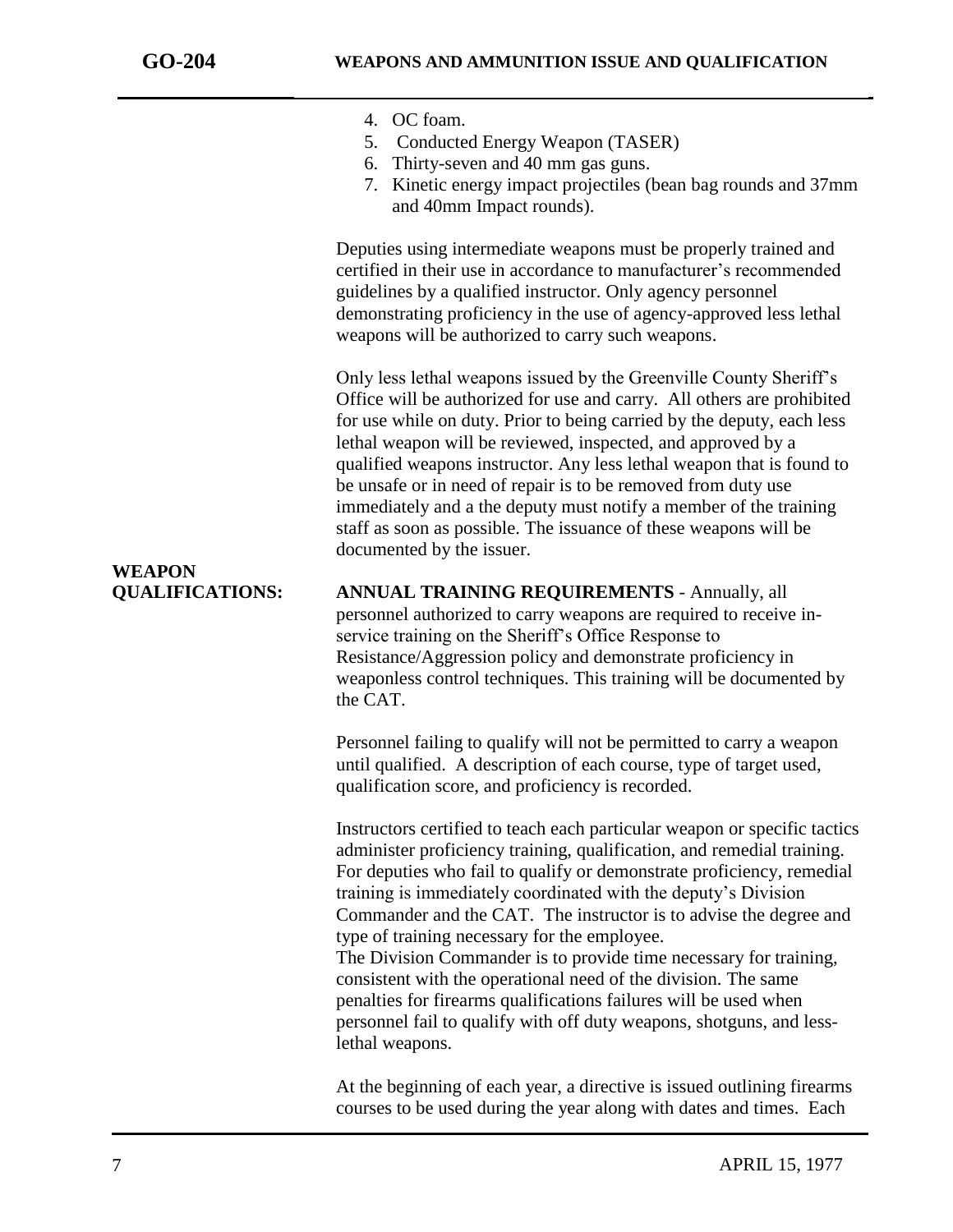4. OC foam.
5. Conducted Energy Weapon (TASER)
6. Thirty-seven and 40 mm gas guns.
7. Kinetic energy impact projectiles (bean bag rounds and 37mm and 40mm Impact rounds).

Deputies using intermediate weapons must be properly trained and certified in their use in accordance to manufacturer's recommended guidelines by a qualified instructor. Only agency personnel demonstrating proficiency in the use of agency-approved less lethal weapons will be authorized to carry such weapons.

Only less lethal weapons issued by the Greenville County Sheriff's Office will be authorized for use and carry. All others are prohibited for use while on duty. Prior to being carried by the deputy, each less lethal weapon will be reviewed, inspected, and approved by a qualified weapons instructor. Any less lethal weapon that is found to be unsafe or in need of repair is to be removed from duty use immediately and a the deputy must notify a member of the training staff as soon as possible. The issuance of these weapons will be documented by the issuer.

**WEAPON QUALIFICATIONS:**

**ANNUAL TRAINING REQUIREMENTS** - Annually, all personnel authorized to carry weapons are required to receive in-service training on the Sheriff's Office Response to Resistance/Aggression policy and demonstrate proficiency in weaponless control techniques. This training will be documented by the CAT.

Personnel failing to qualify will not be permitted to carry a weapon until qualified. A description of each course, type of target used, qualification score, and proficiency is recorded.

Instructors certified to teach each particular weapon or specific tactics administer proficiency training, qualification, and remedial training. For deputies who fail to qualify or demonstrate proficiency, remedial training is immediately coordinated with the deputy's Division Commander and the CAT. The instructor is to advise the degree and type of training necessary for the employee.
The Division Commander is to provide time necessary for training, consistent with the operational need of the division. The same penalties for firearms qualifications failures will be used when personnel fail to qualify with off duty weapons, shotguns, and less-lethal weapons.

At the beginning of each year, a directive is issued outlining firearms courses to be used during the year along with dates and times. Each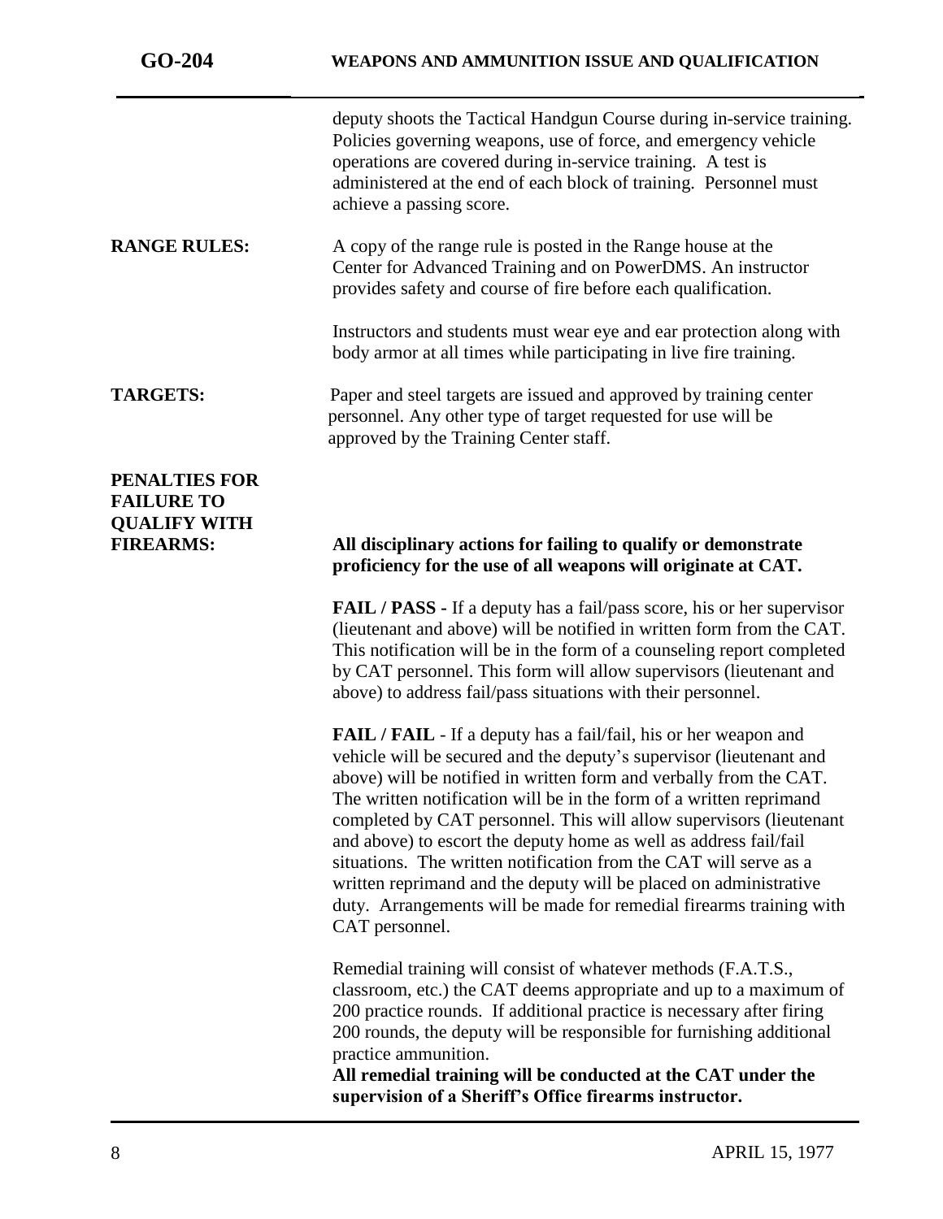deputy shoots the Tactical Handgun Course during in-service training. Policies governing weapons, use of force, and emergency vehicle operations are covered during in-service training. A test is administered at the end of each block of training. Personnel must achieve a passing score.

**RANGE RULES:** A copy of the range rule is posted in the Range house at the Center for Advanced Training and on PowerDMS. An instructor provides safety and course of fire before each qualification.

Instructors and students must wear eye and ear protection along with body armor at all times while participating in live fire training.

**TARGETS:** Paper and steel targets are issued and approved by training center personnel. Any other type of target requested for use will be approved by the Training Center staff.

**PENALTIES FOR FAILURE TO QUALIFY WITH FIREARMS:**

**All disciplinary actions for failing to qualify or demonstrate proficiency for the use of all weapons will originate at CAT.**

**FAIL / PASS -** If a deputy has a fail/pass score, his or her supervisor (lieutenant and above) will be notified in written form from the CAT. This notification will be in the form of a counseling report completed by CAT personnel. This form will allow supervisors (lieutenant and above) to address fail/pass situations with their personnel.

**FAIL / FAIL** - If a deputy has a fail/fail, his or her weapon and vehicle will be secured and the deputy's supervisor (lieutenant and above) will be notified in written form and verbally from the CAT. The written notification will be in the form of a written reprimand completed by CAT personnel. This will allow supervisors (lieutenant and above) to escort the deputy home as well as address fail/fail situations. The written notification from the CAT will serve as a written reprimand and the deputy will be placed on administrative duty. Arrangements will be made for remedial firearms training with CAT personnel.

Remedial training will consist of whatever methods (F.A.T.S., classroom, etc.) the CAT deems appropriate and up to a maximum of 200 practice rounds. If additional practice is necessary after firing 200 rounds, the deputy will be responsible for furnishing additional practice ammunition.

**All remedial training will be conducted at the CAT under the supervision of a Sheriff's Office firearms instructor.**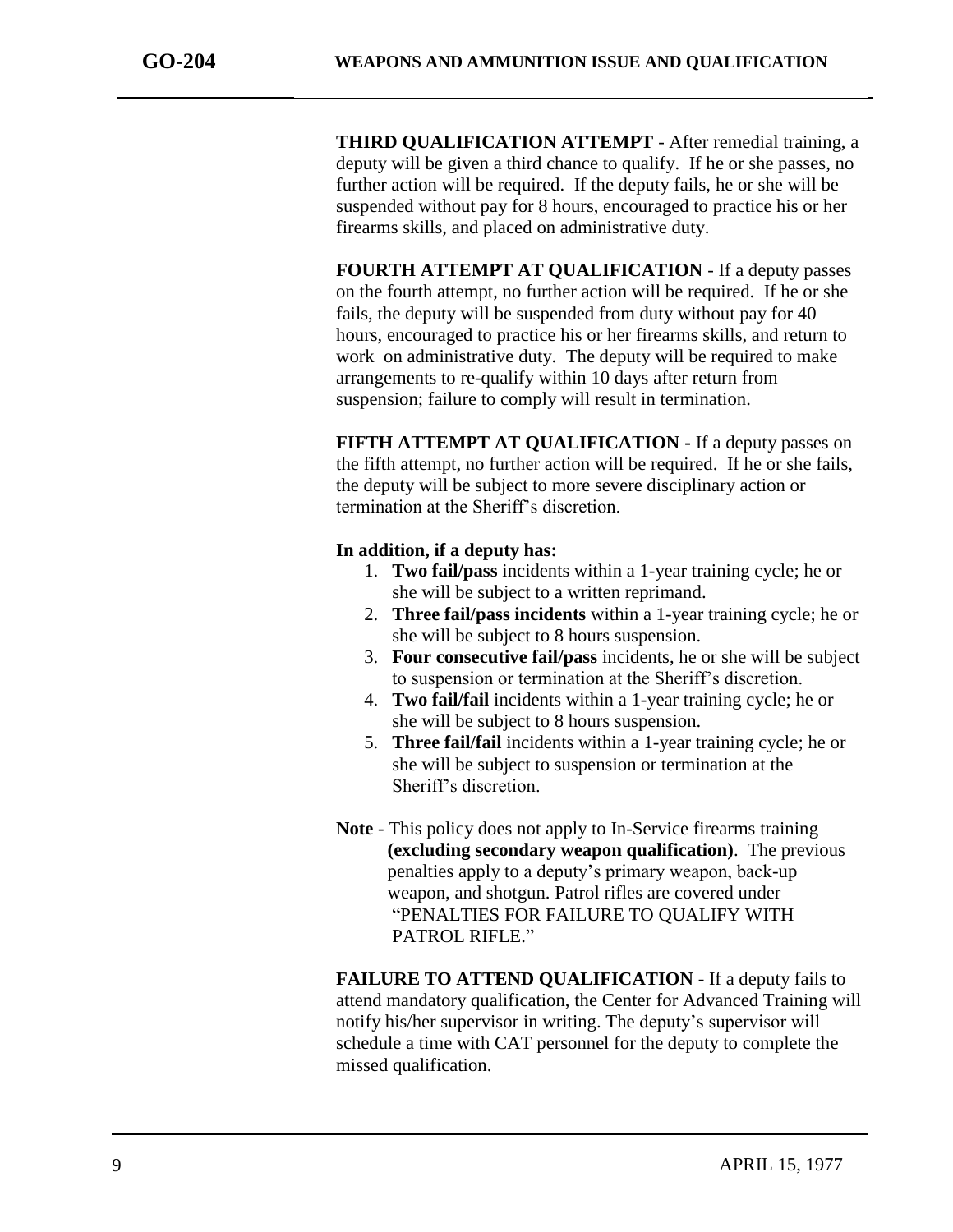**THIRD QUALIFICATION ATTEMPT** - After remedial training, a deputy will be given a third chance to qualify. If he or she passes, no further action will be required. If the deputy fails, he or she will be suspended without pay for 8 hours, encouraged to practice his or her firearms skills, and placed on administrative duty.

**FOURTH ATTEMPT AT QUALIFICATION** - If a deputy passes on the fourth attempt, no further action will be required. If he or she fails, the deputy will be suspended from duty without pay for 40 hours, encouraged to practice his or her firearms skills, and return to work on administrative duty. The deputy will be required to make arrangements to re-qualify within 10 days after return from suspension; failure to comply will result in termination.

**FIFTH ATTEMPT AT QUALIFICATION -** If a deputy passes on the fifth attempt, no further action will be required. If he or she fails, the deputy will be subject to more severe disciplinary action or termination at the Sheriff's discretion.

**In addition, if a deputy has:**

1. **Two fail/pass** incidents within a 1-year training cycle; he or she will be subject to a written reprimand.
2. **Three fail/pass incidents** within a 1-year training cycle; he or she will be subject to 8 hours suspension.
3. **Four consecutive fail/pass** incidents, he or she will be subject to suspension or termination at the Sheriff's discretion.
4. **Two fail/fail** incidents within a 1-year training cycle; he or she will be subject to 8 hours suspension.
5. **Three fail/fail** incidents within a 1-year training cycle; he or she will be subject to suspension or termination at the Sheriff's discretion.

**Note** - This policy does not apply to In-Service firearms training **(excluding secondary weapon qualification)**. The previous penalties apply to a deputy's primary weapon, back-up weapon, and shotgun. Patrol rifles are covered under "PENALTIES FOR FAILURE TO QUALIFY WITH PATROL RIFLE."

**FAILURE TO ATTEND QUALIFICATION** - If a deputy fails to attend mandatory qualification, the Center for Advanced Training will notify his/her supervisor in writing. The deputy's supervisor will schedule a time with CAT personnel for the deputy to complete the missed qualification.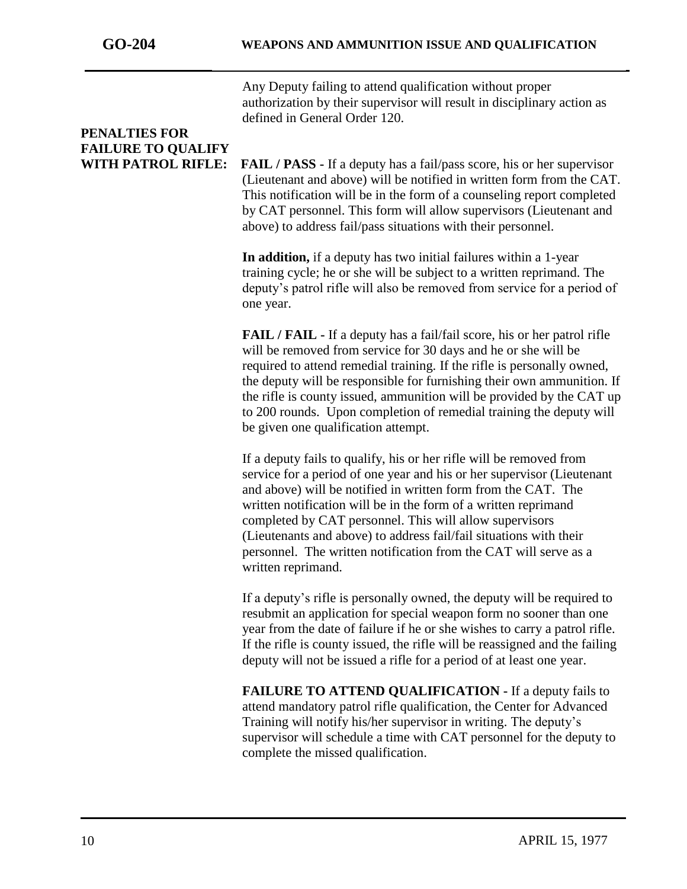Any Deputy failing to attend qualification without proper authorization by their supervisor will result in disciplinary action as defined in General Order 120.

## PENALTIES FOR FAILURE TO QUALIFY WITH PATROL RIFLE:

**FAIL / PASS -** If a deputy has a fail/pass score, his or her supervisor (Lieutenant and above) will be notified in written form from the CAT. This notification will be in the form of a counseling report completed by CAT personnel. This form will allow supervisors (Lieutenant and above) to address fail/pass situations with their personnel.

**In addition,** if a deputy has two initial failures within a 1-year training cycle; he or she will be subject to a written reprimand. The deputy's patrol rifle will also be removed from service for a period of one year.

**FAIL / FAIL -** If a deputy has a fail/fail score, his or her patrol rifle will be removed from service for 30 days and he or she will be required to attend remedial training. If the rifle is personally owned, the deputy will be responsible for furnishing their own ammunition. If the rifle is county issued, ammunition will be provided by the CAT up to 200 rounds. Upon completion of remedial training the deputy will be given one qualification attempt.

If a deputy fails to qualify, his or her rifle will be removed from service for a period of one year and his or her supervisor (Lieutenant and above) will be notified in written form from the CAT. The written notification will be in the form of a written reprimand completed by CAT personnel. This will allow supervisors (Lieutenants and above) to address fail/fail situations with their personnel. The written notification from the CAT will serve as a written reprimand.

If a deputy's rifle is personally owned, the deputy will be required to resubmit an application for special weapon form no sooner than one year from the date of failure if he or she wishes to carry a patrol rifle. If the rifle is county issued, the rifle will be reassigned and the failing deputy will not be issued a rifle for a period of at least one year.

**FAILURE TO ATTEND QUALIFICATION -** If a deputy fails to attend mandatory patrol rifle qualification, the Center for Advanced Training will notify his/her supervisor in writing. The deputy's supervisor will schedule a time with CAT personnel for the deputy to complete the missed qualification.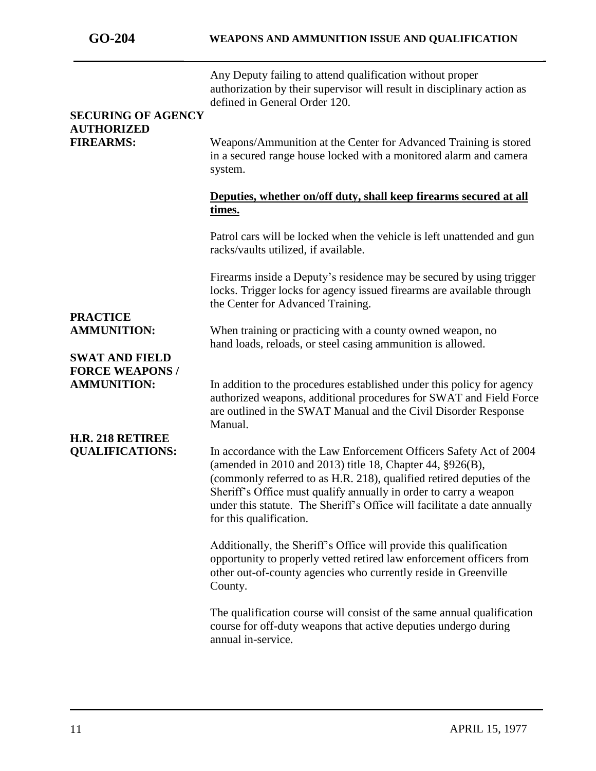Any Deputy failing to attend qualification without proper authorization by their supervisor will result in disciplinary action as defined in General Order 120.

**SECURING OF AGENCY AUTHORIZED FIREARMS:**

Weapons/Ammunition at the Center for Advanced Training is stored in a secured range house locked with a monitored alarm and camera system.

**Deputies, whether on/off duty, shall keep firearms secured at all times.**

Patrol cars will be locked when the vehicle is left unattended and gun racks/vaults utilized, if available.

Firearms inside a Deputy's residence may be secured by using trigger locks. Trigger locks for agency issued firearms are available through the Center for Advanced Training.

**PRACTICE AMMUNITION:**

When training or practicing with a county owned weapon, no hand loads, reloads, or steel casing ammunition is allowed.

**SWAT AND FIELD FORCE WEAPONS / AMMUNITION:**

In addition to the procedures established under this policy for agency authorized weapons, additional procedures for SWAT and Field Force are outlined in the SWAT Manual and the Civil Disorder Response Manual.

**H.R. 218 RETIREE QUALIFICATIONS:**

In accordance with the Law Enforcement Officers Safety Act of 2004 (amended in 2010 and 2013) title 18, Chapter 44, §926(B), (commonly referred to as H.R. 218), qualified retired deputies of the Sheriff's Office must qualify annually in order to carry a weapon under this statute. The Sheriff's Office will facilitate a date annually for this qualification.

Additionally, the Sheriff's Office will provide this qualification opportunity to properly vetted retired law enforcement officers from other out-of-county agencies who currently reside in Greenville County.

The qualification course will consist of the same annual qualification course for off-duty weapons that active deputies undergo during annual in-service.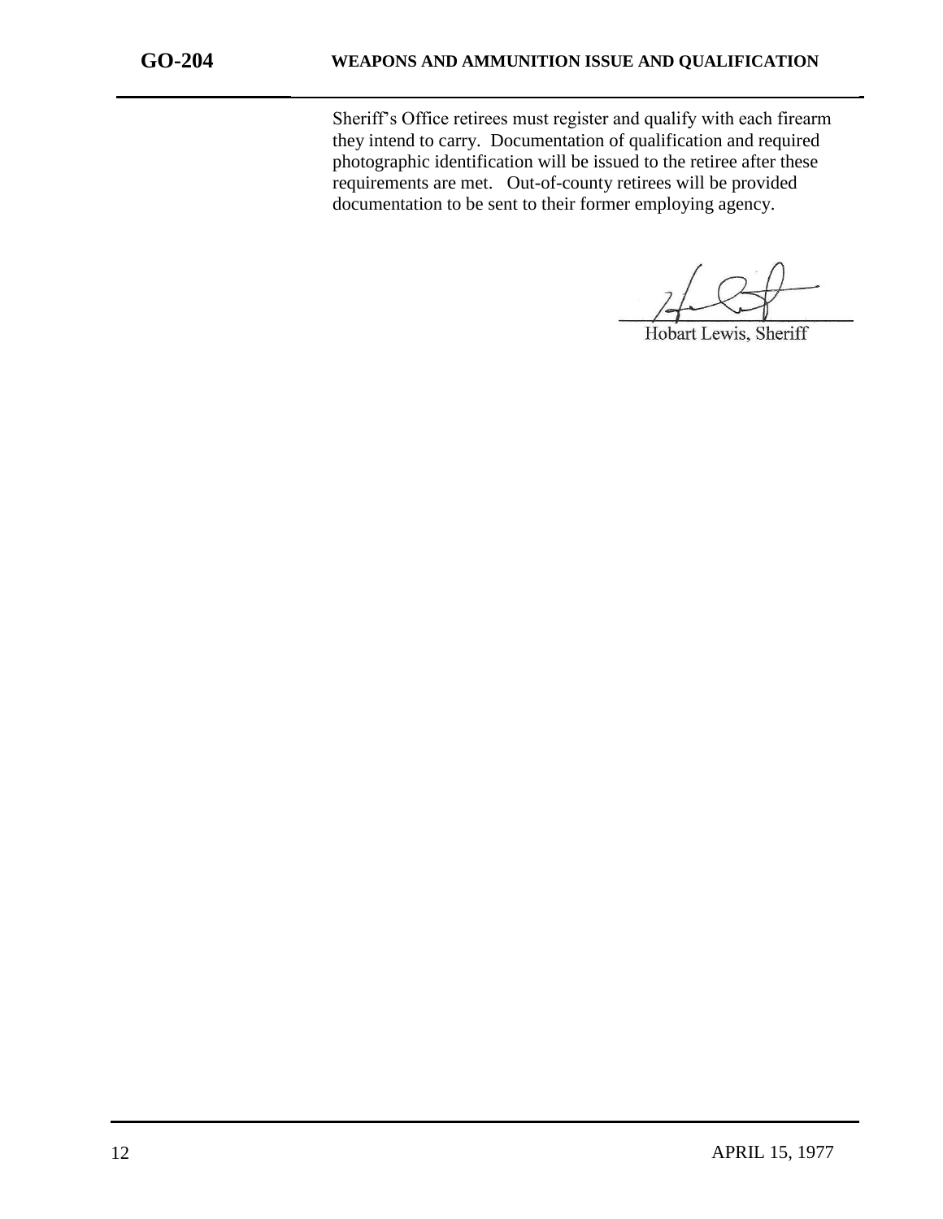Sheriff's Office retirees must register and qualify with each firearm they intend to carry. Documentation of qualification and required photographic identification will be issued to the retiree after these requirements are met. Out-of-county retirees will be provided documentation to be sent to their former employing agency.

Hobart Lewis, Sheriff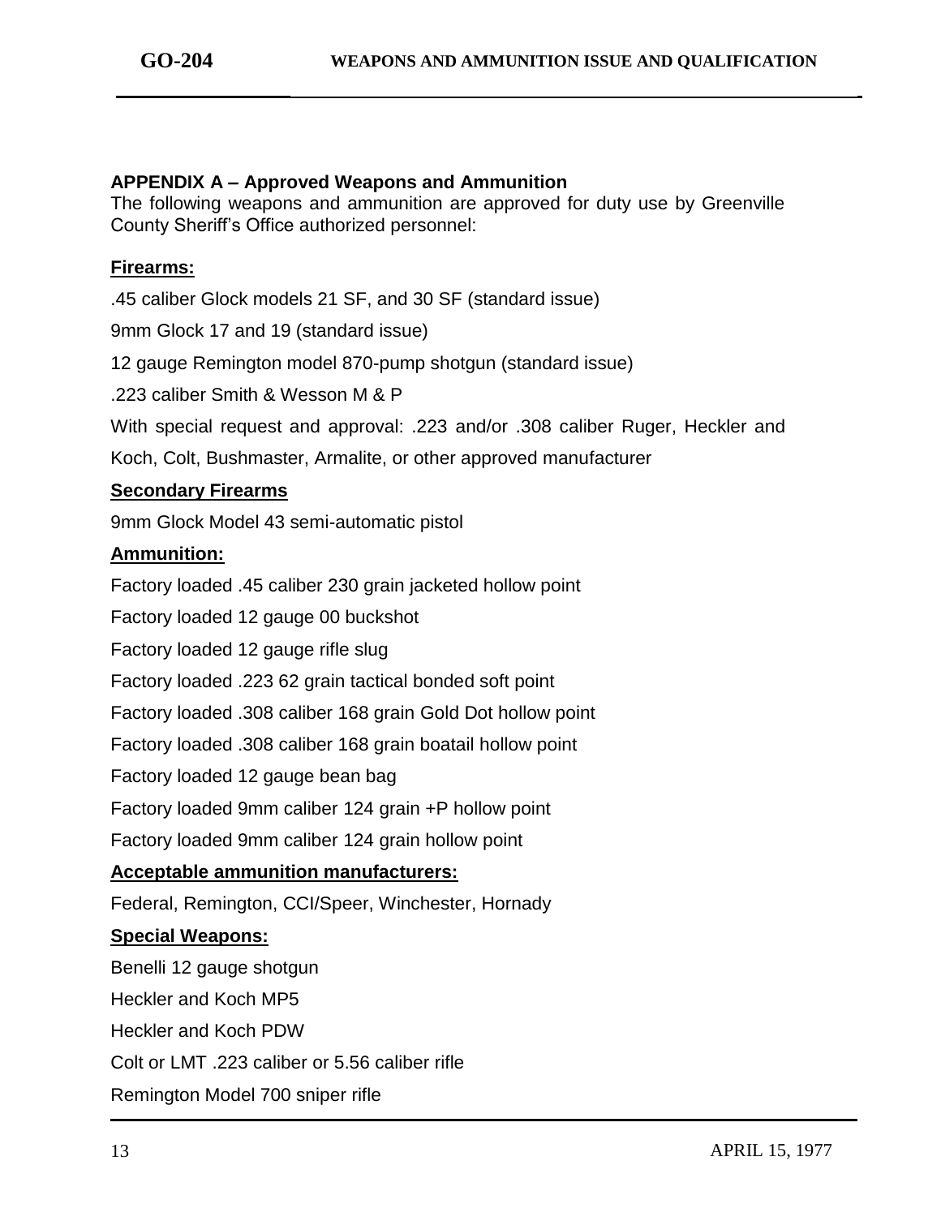## APPENDIX A – Approved Weapons and Ammunition

The following weapons and ammunition are approved for duty use by Greenville County Sheriff's Office authorized personnel:

**Firearms:**

.45 caliber Glock models 21 SF, and 30 SF (standard issue)

9mm Glock 17 and 19 (standard issue)

12 gauge Remington model 870-pump shotgun (standard issue)

.223 caliber Smith & Wesson M & P

With special request and approval: .223 and/or .308 caliber Ruger, Heckler and Koch, Colt, Bushmaster, Armalite, or other approved manufacturer

**Secondary Firearms**

9mm Glock Model 43 semi-automatic pistol

**Ammunition:**

Factory loaded .45 caliber 230 grain jacketed hollow point

Factory loaded 12 gauge 00 buckshot

Factory loaded 12 gauge rifle slug

Factory loaded .223 62 grain tactical bonded soft point

Factory loaded .308 caliber 168 grain Gold Dot hollow point

Factory loaded .308 caliber 168 grain boatail hollow point

Factory loaded 12 gauge bean bag

Factory loaded 9mm caliber 124 grain +P hollow point

Factory loaded 9mm caliber 124 grain hollow point

**Acceptable ammunition manufacturers:**

Federal, Remington, CCI/Speer, Winchester, Hornady

**Special Weapons:**

Benelli 12 gauge shotgun

Heckler and Koch MP5

Heckler and Koch PDW

Colt or LMT .223 caliber or 5.56 caliber rifle

Remington Model 700 sniper rifle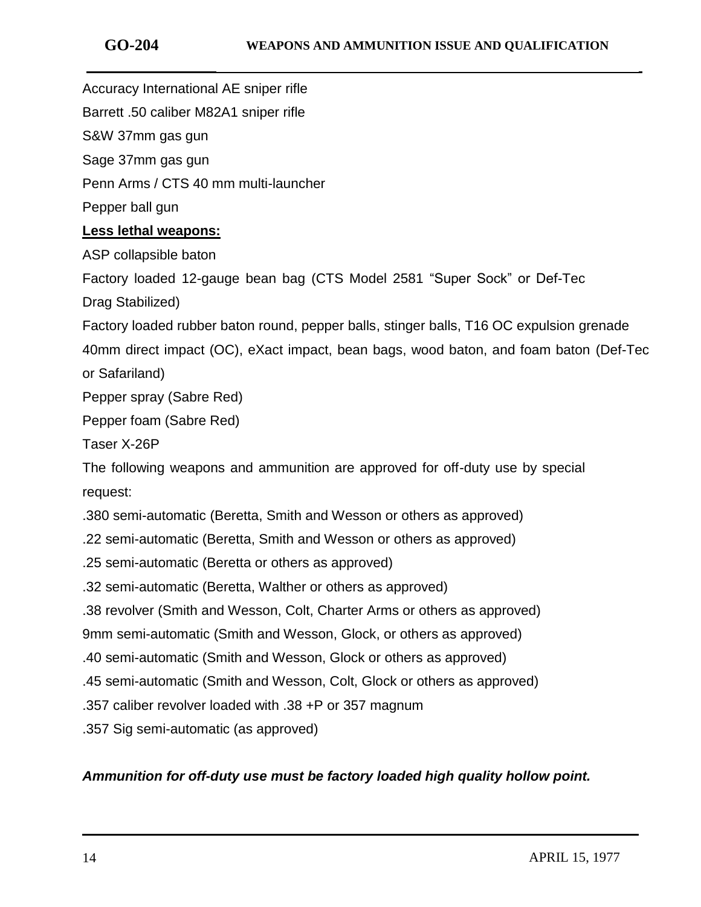Accuracy International AE sniper rifle

Barrett .50 caliber M82A1 sniper rifle

S&W 37mm gas gun

Sage 37mm gas gun

Penn Arms / CTS 40 mm multi-launcher

Pepper ball gun

**Less lethal weapons:**

ASP collapsible baton

Factory loaded 12-gauge bean bag (CTS Model 2581 "Super Sock" or Def-Tec Drag Stabilized)

Factory loaded rubber baton round, pepper balls, stinger balls, T16 OC expulsion grenade 40mm direct impact (OC), eXact impact, bean bags, wood baton, and foam baton (Def-Tec or Safariland)

Pepper spray (Sabre Red)

Pepper foam (Sabre Red)

Taser X-26P

The following weapons and ammunition are approved for off-duty use by special request:

.380 semi-automatic (Beretta, Smith and Wesson or others as approved)

.22 semi-automatic (Beretta, Smith and Wesson or others as approved)

.25 semi-automatic (Beretta or others as approved)

.32 semi-automatic (Beretta, Walther or others as approved)

.38 revolver (Smith and Wesson, Colt, Charter Arms or others as approved)

9mm semi-automatic (Smith and Wesson, Glock, or others as approved)

.40 semi-automatic (Smith and Wesson, Glock or others as approved)

.45 semi-automatic (Smith and Wesson, Colt, Glock or others as approved)

.357 caliber revolver loaded with .38 +P or 357 magnum

.357 Sig semi-automatic (as approved)

***Ammunition for off-duty use must be factory loaded high quality hollow point.***